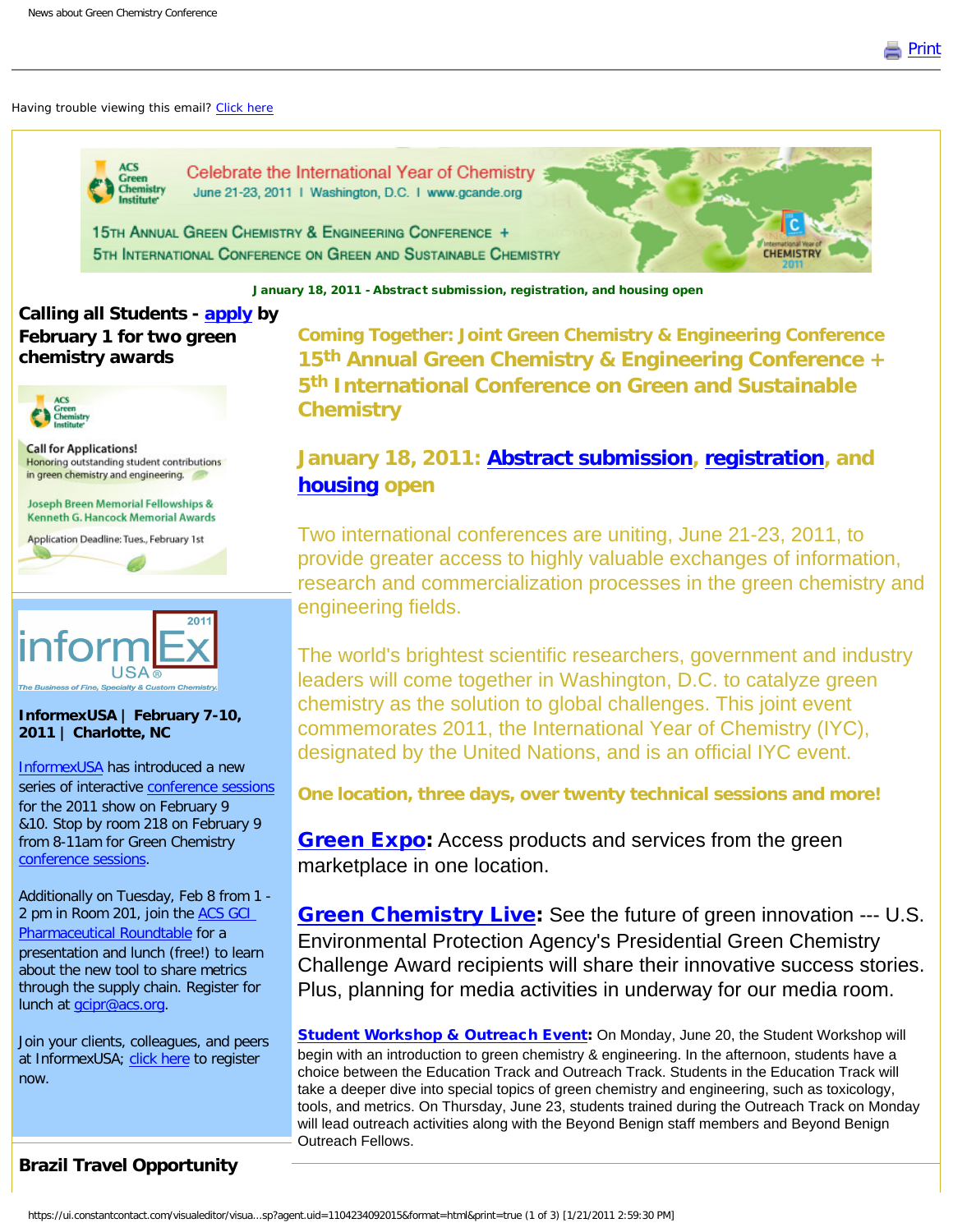News about Green Chemistry Conference

Print

Having trouble viewing this email? Click here

Celebrate the International Year of Chemistry
June 21-23, 2011 | Washington, D.C. | www.gcande.org

15TH ANNUAL GREEN CHEMISTRY & ENGINEERING CONFERENCE +
5TH INTERNATIONAL CONFERENCE ON GREEN AND SUSTAINABLE CHEMISTRY

**January 18, 2011 - Abstract submission, registration, and housing open**

## Coming Together: Joint Green Chemistry & Engineering Conference 15th Annual Green Chemistry & Engineering Conference + 5th International Conference on Green and Sustainable Chemistry

## January 18, 2011: Abstract submission, registration, and housing open

Two international conferences are uniting, June 21-23, 2011, to provide greater access to highly valuable exchanges of information, research and commercialization processes in the green chemistry and engineering fields.

The world's brightest scientific researchers, government and industry leaders will come together in Washington, D.C. to catalyze green chemistry as the solution to global challenges. This joint event commemorates 2011, the International Year of Chemistry (IYC), designated by the United Nations, and is an official IYC event.

**One location, three days, over twenty technical sessions and more!**

**Green Expo**: Access products and services from the green marketplace in one location.

**Green Chemistry Live**: See the future of green innovation --- U.S. Environmental Protection Agency's Presidential Green Chemistry Challenge Award recipients will share their innovative success stories. Plus, planning for media activities in underway for our media room.

**Student Workshop & Outreach Event**: On Monday, June 20, the Student Workshop will begin with an introduction to green chemistry & engineering. In the afternoon, students have a choice between the Education Track and Outreach Track. Students in the Education Track will take a deeper dive into special topics of green chemistry and engineering, such as toxicology, tools, and metrics. On Thursday, June 23, students trained during the Outreach Track on Monday will lead outreach activities along with the Beyond Benign staff members and Beyond Benign Outreach Fellows.

### Calling all Students - apply by February 1 for two green chemistry awards

ACS Green Chemistry Institute

Call for Applications!
Honoring outstanding student contributions in green chemistry and engineering.

Joseph Breen Memorial Fellowships & Kenneth G. Hancock Memorial Awards

Application Deadline: Tues., February 1st

informEx 2011 USA
The Business of Fine, Specialty & Custom Chemistry

**InformexUSA | February 7-10, 2011 | Charlotte, NC**

InformexUSA has introduced a new series of interactive conference sessions for the 2011 show on February 9 &10. Stop by room 218 on February 9 from 8-11am for Green Chemistry conference sessions.

Additionally on Tuesday, Feb 8 from 1 - 2 pm in Room 201, join the ACS GCI Pharmaceutical Roundtable for a presentation and lunch (free!) to learn about the new tool to share metrics through the supply chain. Register for lunch at gcipr@acs.org.

Join your clients, colleagues, and peers at InformexUSA; click here to register now.

### Brazil Travel Opportunity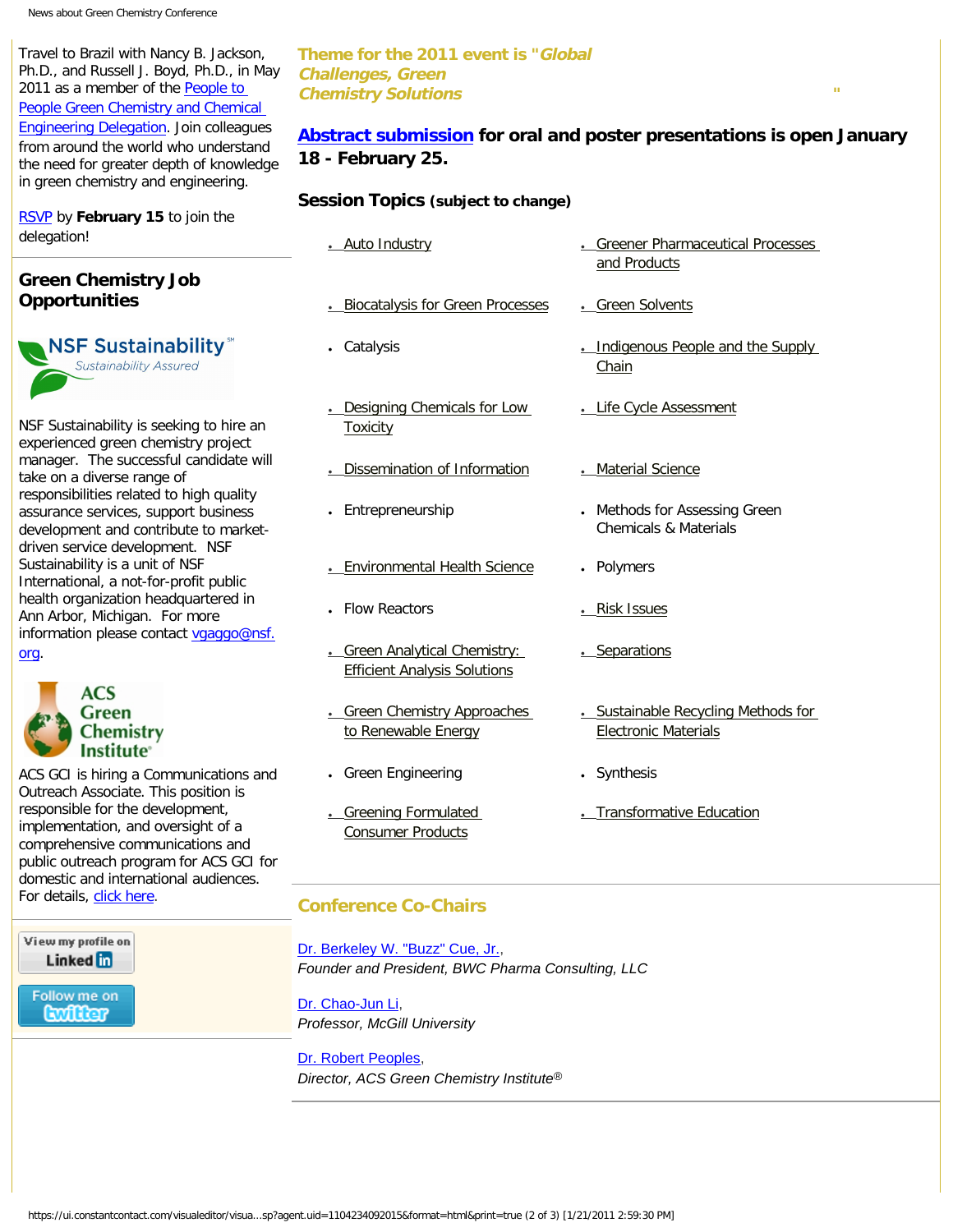Travel to Brazil with Nancy B. Jackson, Ph.D., and Russell J. Boyd, Ph.D., in May 2011 as a member of the People to People Green Chemistry and Chemical Engineering Delegation. Join colleagues from around the world who understand the need for greater depth of knowledge in green chemistry and engineering.

RSVP by **February 15** to join the delegation!

## Green Chemistry Job Opportunities

NSF Sustainability is seeking to hire an experienced green chemistry project manager. The successful candidate will take on a diverse range of responsibilities related to high quality assurance services, support business development and contribute to market-driven service development. NSF Sustainability is a unit of NSF International, a not-for-profit public health organization headquartered in Ann Arbor, Michigan. For more information please contact vgaggo@nsf.org.

ACS GCI is hiring a Communications and Outreach Associate. This position is responsible for the development, implementation, and oversight of a comprehensive communications and public outreach program for ACS GCI for domestic and international audiences. For details, click here.

View my profile on LinkedIn

Follow me on twitter

### Theme for the 2011 event is "*Global Challenges, Green Chemistry Solutions*"

**Abstract submission for oral and poster presentations is open January 18 - February 25.**

### Session Topics (subject to change)

- Auto Industry
- Biocatalysis for Green Processes
- Catalysis
- Designing Chemicals for Low Toxicity
- Dissemination of Information
- Entrepreneurship
- Environmental Health Science
- Flow Reactors
- Green Analytical Chemistry: Efficient Analysis Solutions
- Green Chemistry Approaches to Renewable Energy
- Green Engineering
- Greening Formulated Consumer Products
- Greener Pharmaceutical Processes and Products
- Green Solvents
- Indigenous People and the Supply Chain
- Life Cycle Assessment
- Material Science
- Methods for Assessing Green Chemicals & Materials
- Polymers
- Risk Issues
- Separations
- Sustainable Recycling Methods for Electronic Materials
- Synthesis
- Transformative Education

### Conference Co-Chairs

Dr. Berkeley W. "Buzz" Cue, Jr.,
*Founder and President, BWC Pharma Consulting, LLC*

Dr. Chao-Jun Li,
*Professor, McGill University*

Dr. Robert Peoples,
*Director, ACS Green Chemistry Institute®*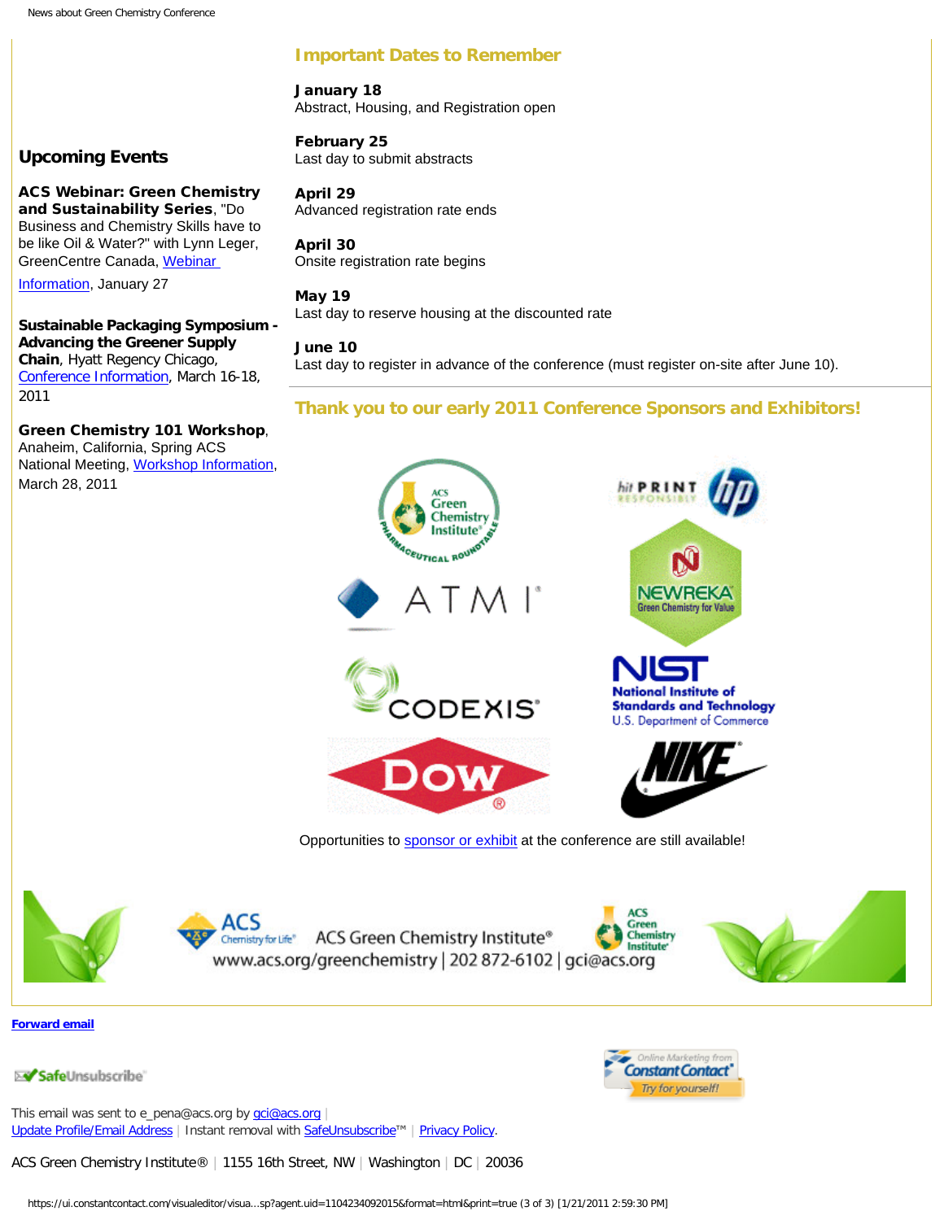## Upcoming Events

**ACS Webinar: Green Chemistry and Sustainability Series**, "Do Business and Chemistry Skills have to be like Oil & Water?" with Lynn Leger, GreenCentre Canada, Webinar Information, January 27

**Sustainable Packaging Symposium - Advancing the Greener Supply Chain**, Hyatt Regency Chicago, Conference Information, March 16-18, 2011

**Green Chemistry 101 Workshop**, Anaheim, California, Spring ACS National Meeting, Workshop Information, March 28, 2011

## Important Dates to Remember

**January 18**
Abstract, Housing, and Registration open

**February 25**
Last day to submit abstracts

**April 29**
Advanced registration rate ends

**April 30**
Onsite registration rate begins

**May 19**
Last day to reserve housing at the discounted rate

**June 10**
Last day to register in advance of the conference (must register on-site after June 10).

## Thank you to our early 2011 Conference Sponsors and Exhibitors!

Opportunities to sponsor or exhibit at the conference are still available!

ACS Chemistry for Life® ACS Green Chemistry Institute®
www.acs.org/greenchemistry | 202 872-6102 | gci@acs.org

**Forward email**

This email was sent to e_pena@acs.org by gci@acs.org | Update Profile/Email Address | Instant removal with SafeUnsubscribe™ | Privacy Policy.

ACS Green Chemistry Institute® | 1155 16th Street, NW | Washington | DC | 20036